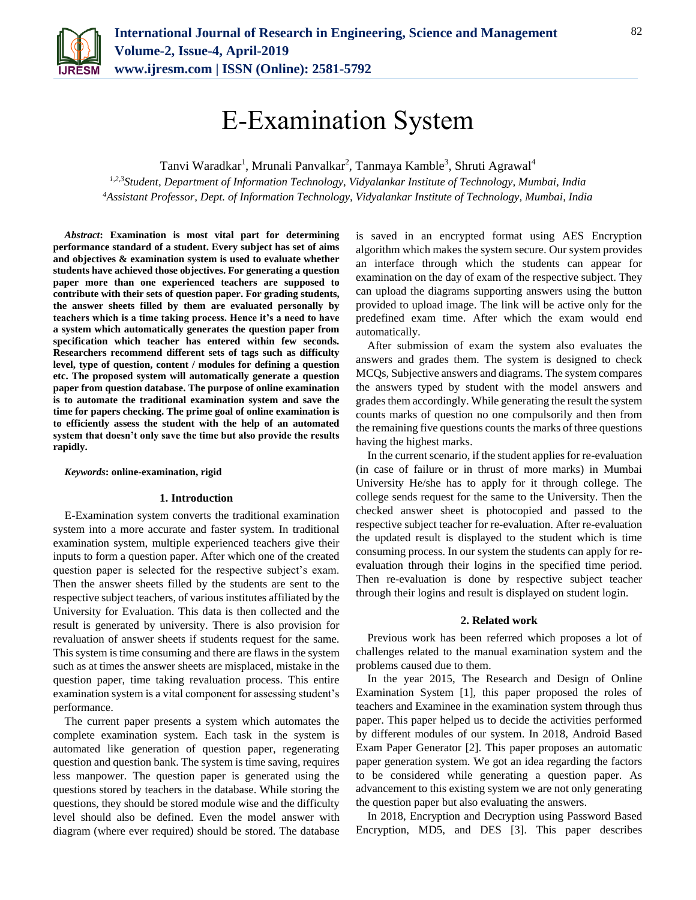# E-Examination System

Tanvi Waradkar[1], Mrunali Panvalkar[2], Tanmaya Kamble[3], Shruti Agrawal[4]

[1,2,3]*Student, Department of Information Technology, Vidyalankar Institute of Technology, Mumbai, India*
[4]*Assistant Professor, Dept. of Information Technology, Vidyalankar Institute of Technology, Mumbai, India*

***Abstract*: Examination is most vital part for determining performance standard of a student. Every subject has set of aims and objectives & examination system is used to evaluate whether students have achieved those objectives. For generating a question paper more than one experienced teachers are supposed to contribute with their sets of question paper. For grading students, the answer sheets filled by them are evaluated personally by teachers which is a time taking process. Hence it's a need to have a system which automatically generates the question paper from specification which teacher has entered within few seconds. Researchers recommend different sets of tags such as difficulty level, type of question, content / modules for defining a question etc. The proposed system will automatically generate a question paper from question database. The purpose of online examination is to automate the traditional examination system and save the time for papers checking. The prime goal of online examination is to efficiently assess the student with the help of an automated system that doesn't only save the time but also provide the results rapidly.**

***Keywords*: online-examination, rigid**

## 1. Introduction

E-Examination system converts the traditional examination system into a more accurate and faster system. In traditional examination system, multiple experienced teachers give their inputs to form a question paper. After which one of the created question paper is selected for the respective subject's exam. Then the answer sheets filled by the students are sent to the respective subject teachers, of various institutes affiliated by the University for Evaluation. This data is then collected and the result is generated by university. There is also provision for revaluation of answer sheets if students request for the same. This system is time consuming and there are flaws in the system such as at times the answer sheets are misplaced, mistake in the question paper, time taking revaluation process. This entire examination system is a vital component for assessing student's performance.

The current paper presents a system which automates the complete examination system. Each task in the system is automated like generation of question paper, regenerating question and question bank. The system is time saving, requires less manpower. The question paper is generated using the questions stored by teachers in the database. While storing the questions, they should be stored module wise and the difficulty level should also be defined. Even the model answer with diagram (where ever required) should be stored. The database is saved in an encrypted format using AES Encryption algorithm which makes the system secure. Our system provides an interface through which the students can appear for examination on the day of exam of the respective subject. They can upload the diagrams supporting answers using the button provided to upload image. The link will be active only for the predefined exam time. After which the exam would end automatically.

After submission of exam the system also evaluates the answers and grades them. The system is designed to check MCQs, Subjective answers and diagrams. The system compares the answers typed by student with the model answers and grades them accordingly. While generating the result the system counts marks of question no one compulsorily and then from the remaining five questions counts the marks of three questions having the highest marks.

In the current scenario, if the student applies for re-evaluation (in case of failure or in thrust of more marks) in Mumbai University He/she has to apply for it through college. The college sends request for the same to the University. Then the checked answer sheet is photocopied and passed to the respective subject teacher for re-evaluation. After re-evaluation the updated result is displayed to the student which is time consuming process. In our system the students can apply for re-evaluation through their logins in the specified time period. Then re-evaluation is done by respective subject teacher through their logins and result is displayed on student login.

## 2. Related work

Previous work has been referred which proposes a lot of challenges related to the manual examination system and the problems caused due to them.

In the year 2015, The Research and Design of Online Examination System [1], this paper proposed the roles of teachers and Examinee in the examination system through thus paper. This paper helped us to decide the activities performed by different modules of our system. In 2018, Android Based Exam Paper Generator [2]. This paper proposes an automatic paper generation system. We got an idea regarding the factors to be considered while generating a question paper. As advancement to this existing system we are not only generating the question paper but also evaluating the answers.

In 2018, Encryption and Decryption using Password Based Encryption, MD5, and DES [3]. This paper describes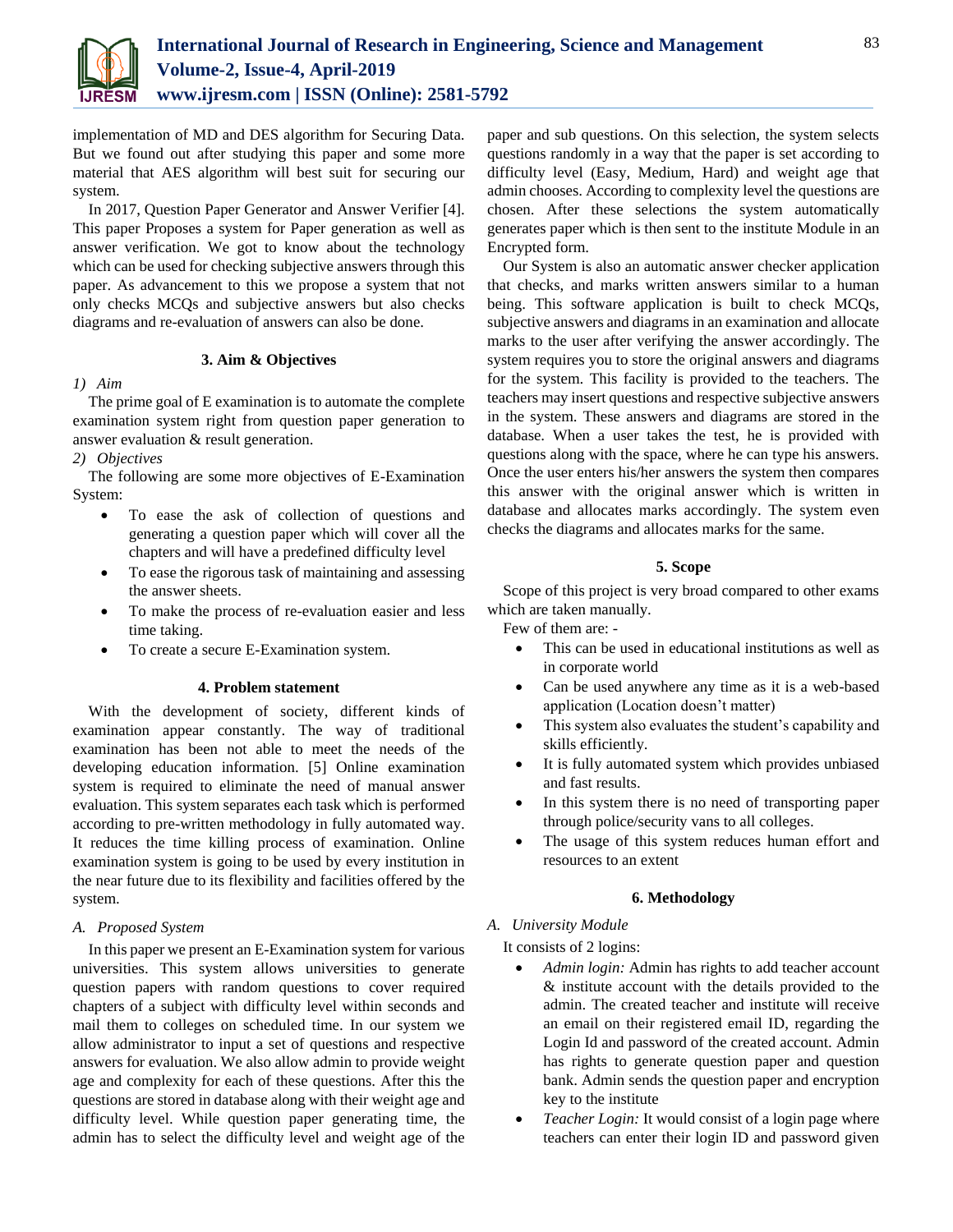implementation of MD and DES algorithm for Securing Data. But we found out after studying this paper and some more material that AES algorithm will best suit for securing our system.

In 2017, Question Paper Generator and Answer Verifier [4]. This paper Proposes a system for Paper generation as well as answer verification. We got to know about the technology which can be used for checking subjective answers through this paper. As advancement to this we propose a system that not only checks MCQs and subjective answers but also checks diagrams and re-evaluation of answers can also be done.

## 3. Aim & Objectives

*1) Aim*

The prime goal of E examination is to automate the complete examination system right from question paper generation to answer evaluation & result generation.

*2) Objectives*

The following are some more objectives of E-Examination System:

- To ease the ask of collection of questions and generating a question paper which will cover all the chapters and will have a predefined difficulty level
- To ease the rigorous task of maintaining and assessing the answer sheets.
- To make the process of re-evaluation easier and less time taking.
- To create a secure E-Examination system.

## 4. Problem statement

With the development of society, different kinds of examination appear constantly. The way of traditional examination has been not able to meet the needs of the developing education information. [5] Online examination system is required to eliminate the need of manual answer evaluation. This system separates each task which is performed according to pre-written methodology in fully automated way. It reduces the time killing process of examination. Online examination system is going to be used by every institution in the near future due to its flexibility and facilities offered by the system.

### *A. Proposed System*

In this paper we present an E-Examination system for various universities. This system allows universities to generate question papers with random questions to cover required chapters of a subject with difficulty level within seconds and mail them to colleges on scheduled time. In our system we allow administrator to input a set of questions and respective answers for evaluation. We also allow admin to provide weight age and complexity for each of these questions. After this the questions are stored in database along with their weight age and difficulty level. While question paper generating time, the admin has to select the difficulty level and weight age of the paper and sub questions. On this selection, the system selects questions randomly in a way that the paper is set according to difficulty level (Easy, Medium, Hard) and weight age that admin chooses. According to complexity level the questions are chosen. After these selections the system automatically generates paper which is then sent to the institute Module in an Encrypted form.

Our System is also an automatic answer checker application that checks, and marks written answers similar to a human being. This software application is built to check MCQs, subjective answers and diagrams in an examination and allocate marks to the user after verifying the answer accordingly. The system requires you to store the original answers and diagrams for the system. This facility is provided to the teachers. The teachers may insert questions and respective subjective answers in the system. These answers and diagrams are stored in the database. When a user takes the test, he is provided with questions along with the space, where he can type his answers. Once the user enters his/her answers the system then compares this answer with the original answer which is written in database and allocates marks accordingly. The system even checks the diagrams and allocates marks for the same.

## 5. Scope

Scope of this project is very broad compared to other exams which are taken manually.

Few of them are: -

- This can be used in educational institutions as well as in corporate world
- Can be used anywhere any time as it is a web-based application (Location doesn't matter)
- This system also evaluates the student's capability and skills efficiently.
- It is fully automated system which provides unbiased and fast results.
- In this system there is no need of transporting paper through police/security vans to all colleges.
- The usage of this system reduces human effort and resources to an extent

## 6. Methodology

### *A. University Module*

It consists of 2 logins:

- *Admin login:* Admin has rights to add teacher account & institute account with the details provided to the admin. The created teacher and institute will receive an email on their registered email ID, regarding the Login Id and password of the created account. Admin has rights to generate question paper and question bank. Admin sends the question paper and encryption key to the institute
- *Teacher Login:* It would consist of a login page where teachers can enter their login ID and password given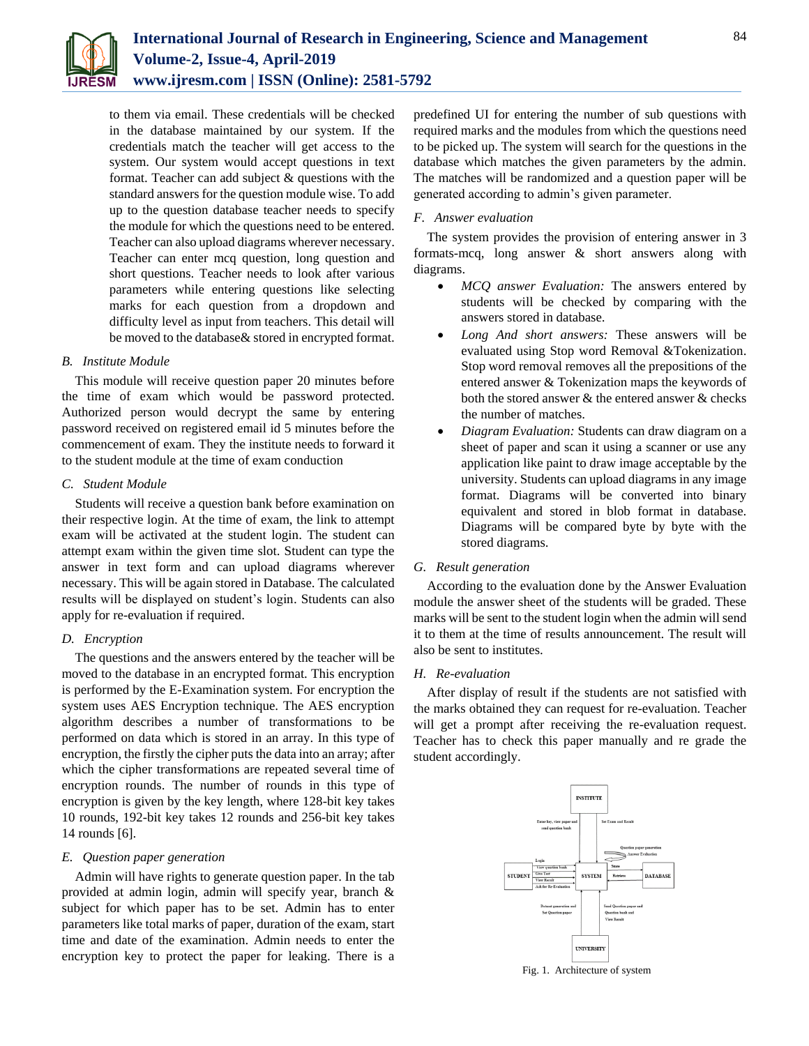to them via email. These credentials will be checked in the database maintained by our system. If the credentials match the teacher will get access to the system. Our system would accept questions in text format. Teacher can add subject & questions with the standard answers for the question module wise. To add up to the question database teacher needs to specify the module for which the questions need to be entered. Teacher can also upload diagrams wherever necessary. Teacher can enter mcq question, long question and short questions. Teacher needs to look after various parameters while entering questions like selecting marks for each question from a dropdown and difficulty level as input from teachers. This detail will be moved to the database& stored in encrypted format.

### *B. Institute Module*

This module will receive question paper 20 minutes before the time of exam which would be password protected. Authorized person would decrypt the same by entering password received on registered email id 5 minutes before the commencement of exam. They the institute needs to forward it to the student module at the time of exam conduction

### *C. Student Module*

Students will receive a question bank before examination on their respective login. At the time of exam, the link to attempt exam will be activated at the student login. The student can attempt exam within the given time slot. Student can type the answer in text form and can upload diagrams wherever necessary. This will be again stored in Database. The calculated results will be displayed on student's login. Students can also apply for re-evaluation if required.

### *D. Encryption*

The questions and the answers entered by the teacher will be moved to the database in an encrypted format. This encryption is performed by the E-Examination system. For encryption the system uses AES Encryption technique. The AES encryption algorithm describes a number of transformations to be performed on data which is stored in an array. In this type of encryption, the firstly the cipher puts the data into an array; after which the cipher transformations are repeated several time of encryption rounds. The number of rounds in this type of encryption is given by the key length, where 128-bit key takes 10 rounds, 192-bit key takes 12 rounds and 256-bit key takes 14 rounds [6].

### *E. Question paper generation*

Admin will have rights to generate question paper. In the tab provided at admin login, admin will specify year, branch & subject for which paper has to be set. Admin has to enter parameters like total marks of paper, duration of the exam, start time and date of the examination. Admin needs to enter the encryption key to protect the paper for leaking. There is a predefined UI for entering the number of sub questions with required marks and the modules from which the questions need to be picked up. The system will search for the questions in the database which matches the given parameters by the admin. The matches will be randomized and a question paper will be generated according to admin's given parameter.

### *F. Answer evaluation*

The system provides the provision of entering answer in 3 formats-mcq, long answer & short answers along with diagrams.

- *MCQ answer Evaluation:* The answers entered by students will be checked by comparing with the answers stored in database.
- *Long And short answers:* These answers will be evaluated using Stop word Removal &Tokenization. Stop word removal removes all the prepositions of the entered answer & Tokenization maps the keywords of both the stored answer & the entered answer & checks the number of matches.
- *Diagram Evaluation:* Students can draw diagram on a sheet of paper and scan it using a scanner or use any application like paint to draw image acceptable by the university. Students can upload diagrams in any image format. Diagrams will be converted into binary equivalent and stored in blob format in database. Diagrams will be compared byte by byte with the stored diagrams.

### *G. Result generation*

According to the evaluation done by the Answer Evaluation module the answer sheet of the students will be graded. These marks will be sent to the student login when the admin will send it to them at the time of results announcement. The result will also be sent to institutes.

### *H. Re-evaluation*

After display of result if the students are not satisfied with the marks obtained they can request for re-evaluation. Teacher will get a prompt after receiving the re-evaluation request. Teacher has to check this paper manually and re grade the student accordingly.

Fig. 1. Architecture of system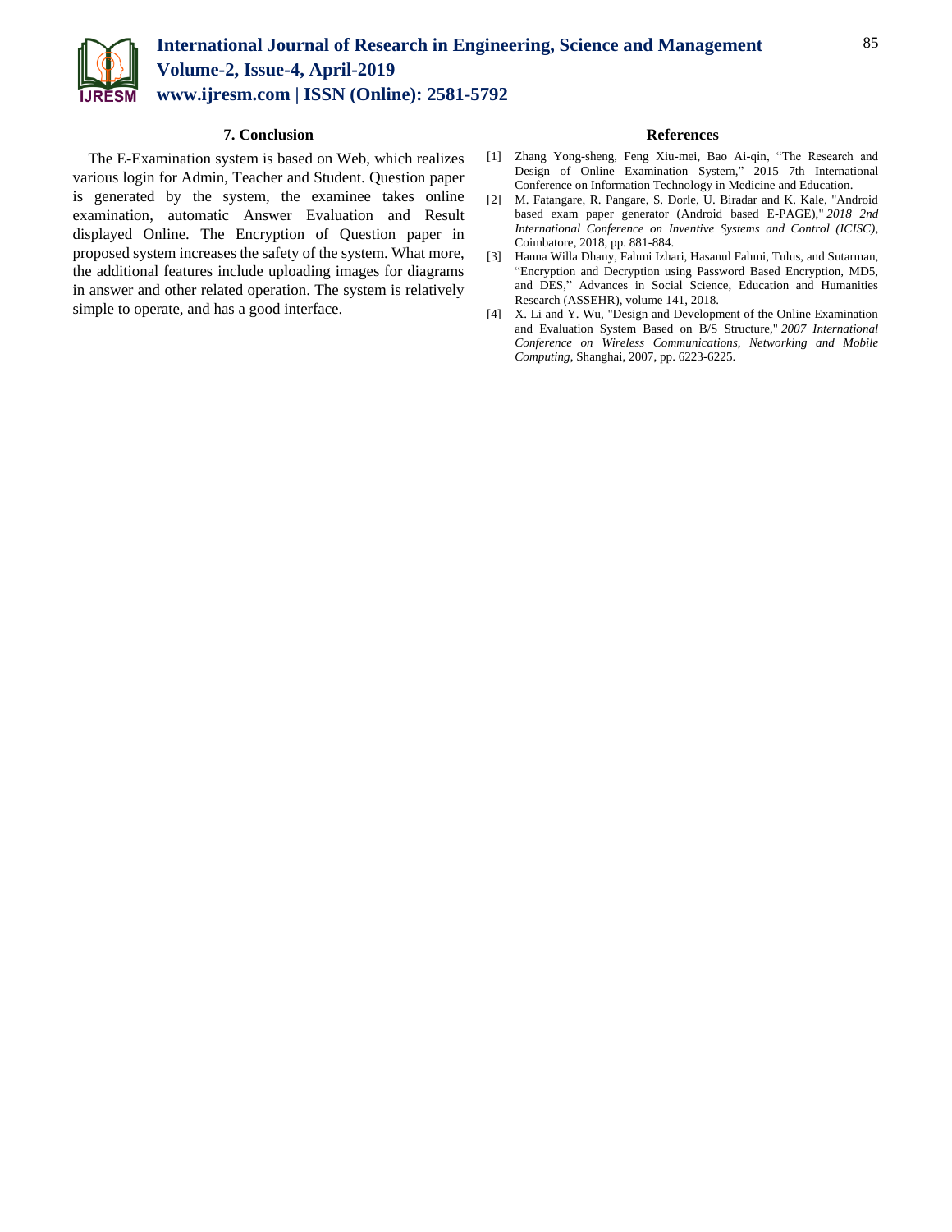## 7. Conclusion

The E-Examination system is based on Web, which realizes various login for Admin, Teacher and Student. Question paper is generated by the system, the examinee takes online examination, automatic Answer Evaluation and Result displayed Online. The Encryption of Question paper in proposed system increases the safety of the system. What more, the additional features include uploading images for diagrams in answer and other related operation. The system is relatively simple to operate, and has a good interface.

## References

[1] Zhang Yong-sheng, Feng Xiu-mei, Bao Ai-qin, "The Research and Design of Online Examination System," 2015 7th International Conference on Information Technology in Medicine and Education.

[2] M. Fatangare, R. Pangare, S. Dorle, U. Biradar and K. Kale, "Android based exam paper generator (Android based E-PAGE)," *2018 2nd International Conference on Inventive Systems and Control (ICISC)*, Coimbatore, 2018, pp. 881-884.

[3] Hanna Willa Dhany, Fahmi Izhari, Hasanul Fahmi, Tulus, and Sutarman, "Encryption and Decryption using Password Based Encryption, MD5, and DES," Advances in Social Science, Education and Humanities Research (ASSEHR), volume 141, 2018.

[4] X. Li and Y. Wu, "Design and Development of the Online Examination and Evaluation System Based on B/S Structure," *2007 International Conference on Wireless Communications, Networking and Mobile Computing*, Shanghai, 2007, pp. 6223-6225.